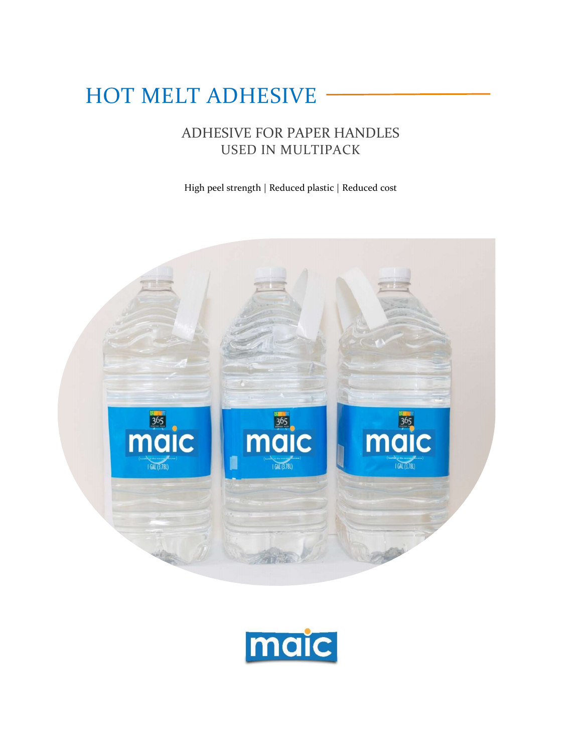# HOT MELT ADHESIVE

## ADHESIVE FOR PAPER HANDLES USED IN MULTIPACK

High peel strength | Reduced plastic | Reduced cost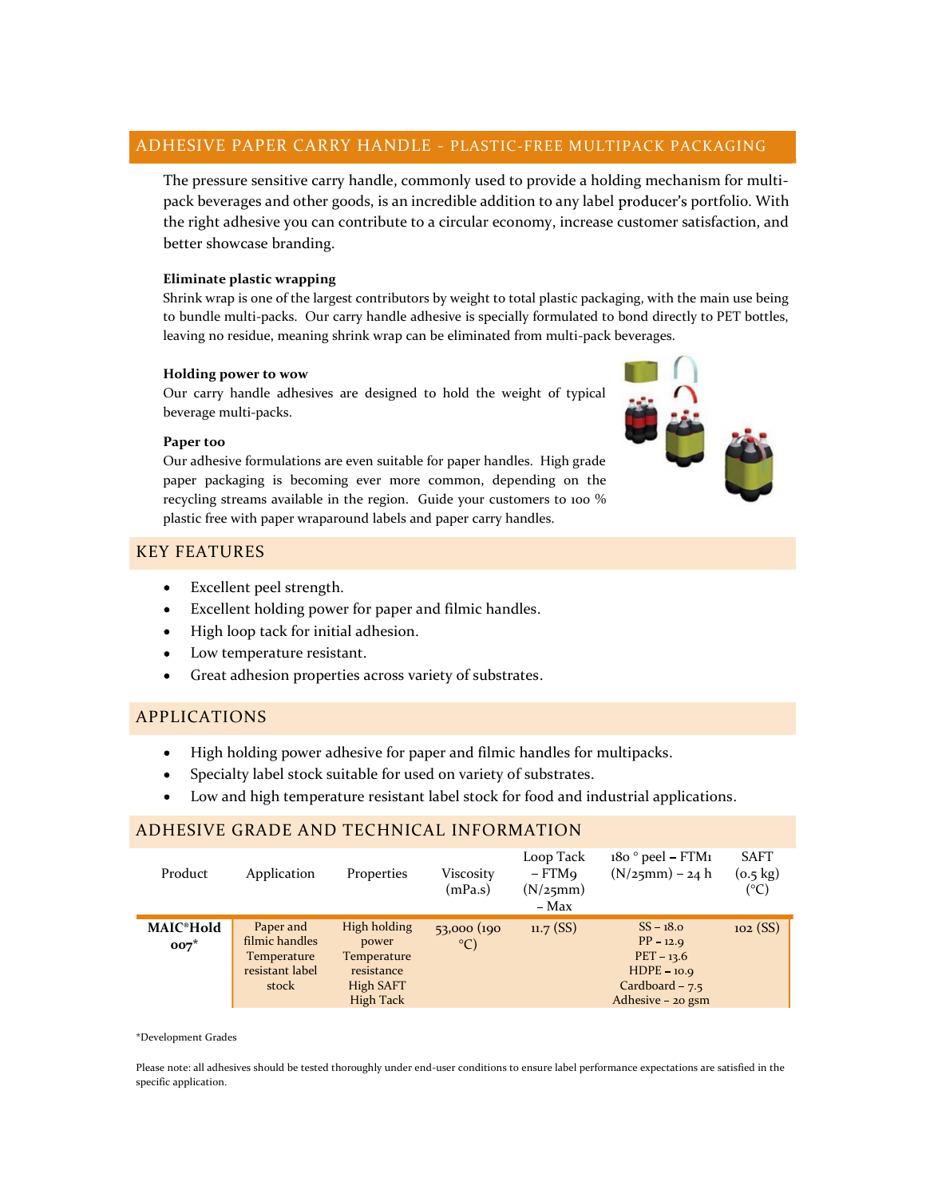## ADHESIVE PAPER CARRY HANDLE - PLASTIC-FREE MULTIPACK PACKAGING

The pressure sensitive carry handle, commonly used to provide a holding mechanism for multi-pack beverages and other goods, is an incredible addition to any label producer's portfolio. With the right adhesive you can contribute to a circular economy, increase customer satisfaction, and better showcase branding.

**Eliminate plastic wrapping**

Shrink wrap is one of the largest contributors by weight to total plastic packaging, with the main use being to bundle multi-packs. Our carry handle adhesive is specially formulated to bond directly to PET bottles, leaving no residue, meaning shrink wrap can be eliminated from multi-pack beverages.

**Holding power to wow**

Our carry handle adhesives are designed to hold the weight of typical beverage multi-packs.

**Paper too**

Our adhesive formulations are even suitable for paper handles. High grade paper packaging is becoming ever more common, depending on the recycling streams available in the region. Guide your customers to 100 % plastic free with paper wraparound labels and paper carry handles.

## KEY FEATURES

- Excellent peel strength.
- Excellent holding power for paper and filmic handles.
- High loop tack for initial adhesion.
- Low temperature resistant.
- Great adhesion properties across variety of substrates.

## APPLICATIONS

- High holding power adhesive for paper and filmic handles for multipacks.
- Specialty label stock suitable for used on variety of substrates.
- Low and high temperature resistant label stock for food and industrial applications.

## ADHESIVE GRADE AND TECHNICAL INFORMATION

| Product | Application | Properties | Viscosity (mPa.s) | Loop Tack – FTM9 (N/25mm) – Max | 180 ° peel – FTM1 (N/25mm) – 24 h | SAFT (0.5 kg) (°C) |
|---|---|---|---|---|---|---|
| **MAIC®Hold 007*** | Paper and filmic handles<br>Temperature resistant label stock | High holding power<br>Temperature resistance<br>High SAFT<br>High Tack | 53,000 (190 °C) | 11.7 (SS) | SS – 18.0<br>PP – 12.9<br>PET – 13.6<br>HDPE – 10.9<br>Cardboard – 7.5<br>Adhesive – 20 gsm | 102 (SS) |

*Development Grades

Please note: all adhesives should be tested thoroughly under end-user conditions to ensure label performance expectations are satisfied in the specific application.